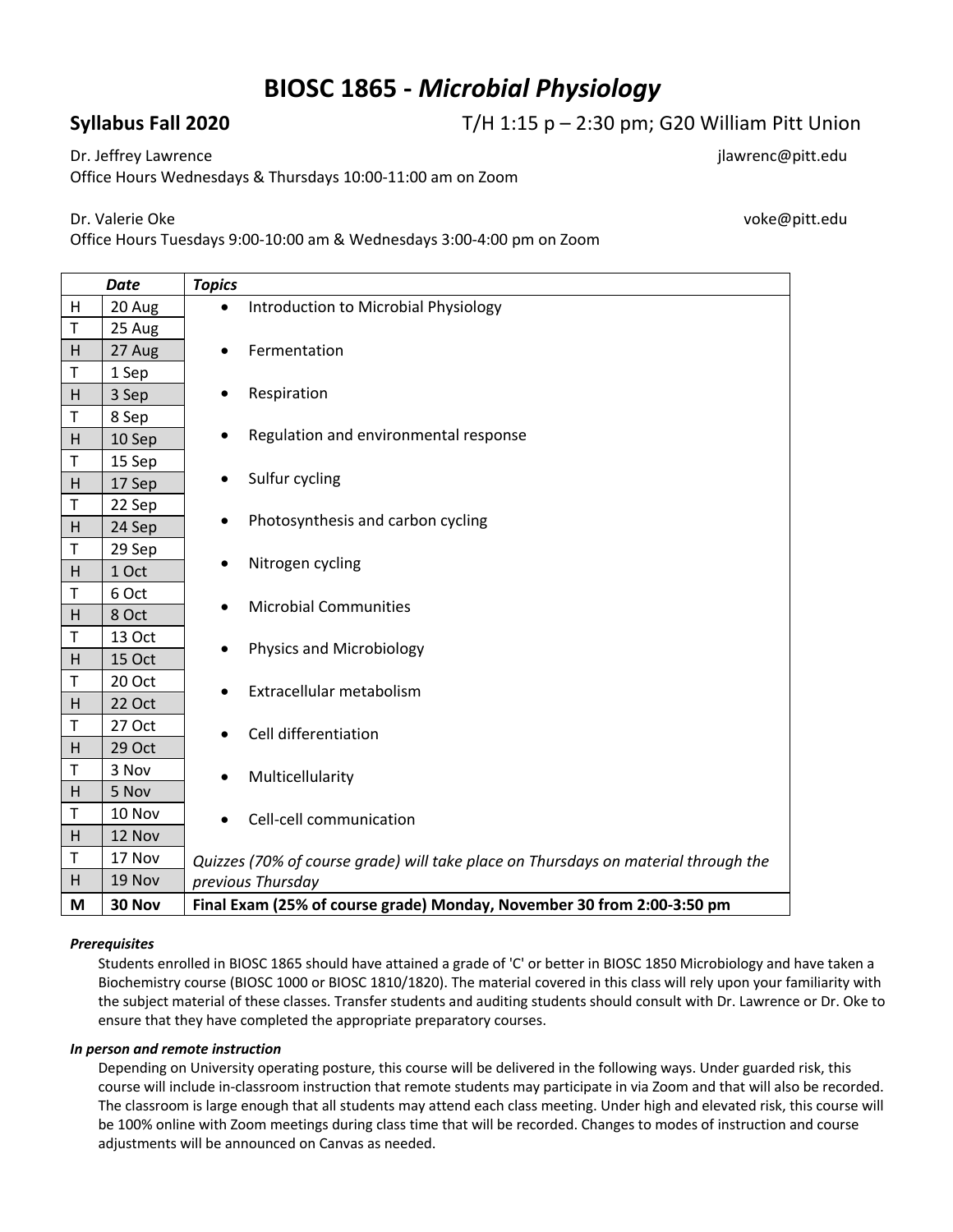# BIOSC 1865 - *Microbial Physiology*

**Syllabus Fall 2020** T/H 1:15 p – 2:30 pm; G20 William Pitt Union

Dr. Jeffrey Lawrence jlawrenc@pitt.edu
Office Hours Wednesdays & Thursdays 10:00-11:00 am on Zoom

Dr. Valerie Oke voke@pitt.edu
Office Hours Tuesdays 9:00-10:00 am & Wednesdays 3:00-4:00 pm on Zoom

| *Date* | | *Topics* |
|---|---|---|
| H | 20 Aug | • Introduction to Microbial Physiology |
| T | 25 Aug | • Fermentation |
| H | 27 Aug | |
| T | 1 Sep | • Respiration |
| H | 3 Sep | |
| T | 8 Sep | • Regulation and environmental response |
| H | 10 Sep | |
| T | 15 Sep | • Sulfur cycling |
| H | 17 Sep | |
| T | 22 Sep | • Photosynthesis and carbon cycling |
| H | 24 Sep | |
| T | 29 Sep | • Nitrogen cycling |
| H | 1 Oct | |
| T | 6 Oct | • Microbial Communities |
| H | 8 Oct | |
| T | 13 Oct | • Physics and Microbiology |
| H | 15 Oct | |
| T | 20 Oct | • Extracellular metabolism |
| H | 22 Oct | |
| T | 27 Oct | • Cell differentiation |
| H | 29 Oct | |
| T | 3 Nov | • Multicellularity |
| H | 5 Nov | |
| T | 10 Nov | • Cell-cell communication |
| H | 12 Nov | |
| T | 17 Nov | *Quizzes (70% of course grade) will take place on Thursdays on material through the previous Thursday* |
| H | 19 Nov | |
| **M** | **30 Nov** | **Final Exam (25% of course grade) Monday, November 30 from 2:00-3:50 pm** |

#### *Prerequisites*

Students enrolled in BIOSC 1865 should have attained a grade of 'C' or better in BIOSC 1850 Microbiology and have taken a Biochemistry course (BIOSC 1000 or BIOSC 1810/1820). The material covered in this class will rely upon your familiarity with the subject material of these classes. Transfer students and auditing students should consult with Dr. Lawrence or Dr. Oke to ensure that they have completed the appropriate preparatory courses.

#### *In person and remote instruction*

Depending on University operating posture, this course will be delivered in the following ways. Under guarded risk, this course will include in-classroom instruction that remote students may participate in via Zoom and that will also be recorded. The classroom is large enough that all students may attend each class meeting. Under high and elevated risk, this course will be 100% online with Zoom meetings during class time that will be recorded. Changes to modes of instruction and course adjustments will be announced on Canvas as needed.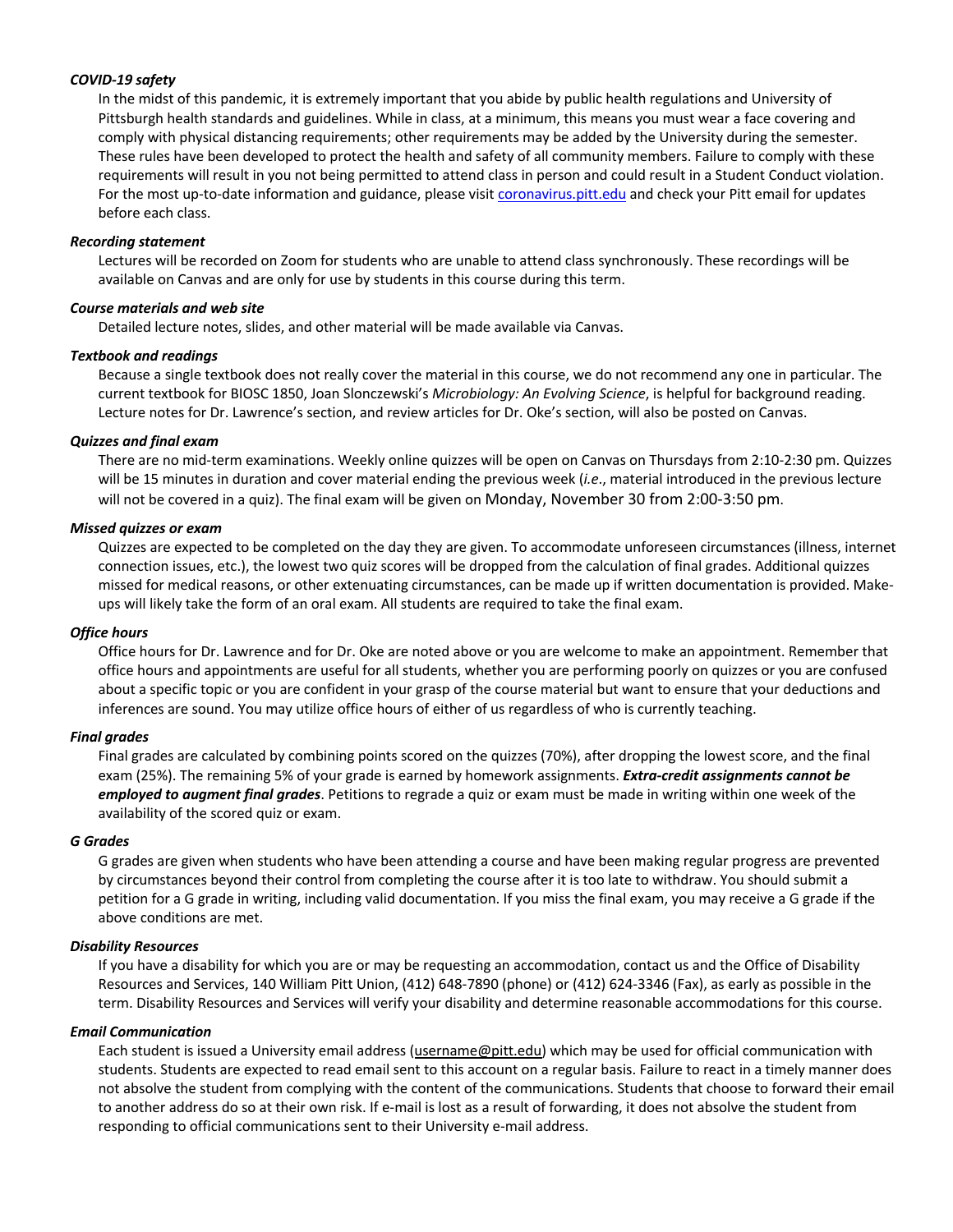***COVID-19 safety***

In the midst of this pandemic, it is extremely important that you abide by public health regulations and University of Pittsburgh health standards and guidelines. While in class, at a minimum, this means you must wear a face covering and comply with physical distancing requirements; other requirements may be added by the University during the semester. These rules have been developed to protect the health and safety of all community members. Failure to comply with these requirements will result in you not being permitted to attend class in person and could result in a Student Conduct violation. For the most up-to-date information and guidance, please visit coronavirus.pitt.edu and check your Pitt email for updates before each class.

***Recording statement***

Lectures will be recorded on Zoom for students who are unable to attend class synchronously. These recordings will be available on Canvas and are only for use by students in this course during this term.

***Course materials and web site***

Detailed lecture notes, slides, and other material will be made available via Canvas.

***Textbook and readings***

Because a single textbook does not really cover the material in this course, we do not recommend any one in particular. The current textbook for BIOSC 1850, Joan Slonczewski's *Microbiology: An Evolving Science*, is helpful for background reading. Lecture notes for Dr. Lawrence's section, and review articles for Dr. Oke's section, will also be posted on Canvas.

***Quizzes and final exam***

There are no mid-term examinations. Weekly online quizzes will be open on Canvas on Thursdays from 2:10-2:30 pm. Quizzes will be 15 minutes in duration and cover material ending the previous week (*i.e*., material introduced in the previous lecture will not be covered in a quiz). The final exam will be given on Monday, November 30 from 2:00-3:50 pm.

***Missed quizzes or exam***

Quizzes are expected to be completed on the day they are given. To accommodate unforeseen circumstances (illness, internet connection issues, etc.), the lowest two quiz scores will be dropped from the calculation of final grades. Additional quizzes missed for medical reasons, or other extenuating circumstances, can be made up if written documentation is provided. Make-ups will likely take the form of an oral exam. All students are required to take the final exam.

***Office hours***

Office hours for Dr. Lawrence and for Dr. Oke are noted above or you are welcome to make an appointment. Remember that office hours and appointments are useful for all students, whether you are performing poorly on quizzes or you are confused about a specific topic or you are confident in your grasp of the course material but want to ensure that your deductions and inferences are sound. You may utilize office hours of either of us regardless of who is currently teaching.

***Final grades***

Final grades are calculated by combining points scored on the quizzes (70%), after dropping the lowest score, and the final exam (25%). The remaining 5% of your grade is earned by homework assignments. ***Extra-credit assignments cannot be employed to augment final grades***. Petitions to regrade a quiz or exam must be made in writing within one week of the availability of the scored quiz or exam.

***G Grades***

G grades are given when students who have been attending a course and have been making regular progress are prevented by circumstances beyond their control from completing the course after it is too late to withdraw. You should submit a petition for a G grade in writing, including valid documentation. If you miss the final exam, you may receive a G grade if the above conditions are met.

***Disability Resources***

If you have a disability for which you are or may be requesting an accommodation, contact us and the Office of Disability Resources and Services, 140 William Pitt Union, (412) 648-7890 (phone) or (412) 624-3346 (Fax), as early as possible in the term. Disability Resources and Services will verify your disability and determine reasonable accommodations for this course.

***Email Communication***

Each student is issued a University email address (username@pitt.edu) which may be used for official communication with students. Students are expected to read email sent to this account on a regular basis. Failure to react in a timely manner does not absolve the student from complying with the content of the communications. Students that choose to forward their email to another address do so at their own risk. If e-mail is lost as a result of forwarding, it does not absolve the student from responding to official communications sent to their University e-mail address.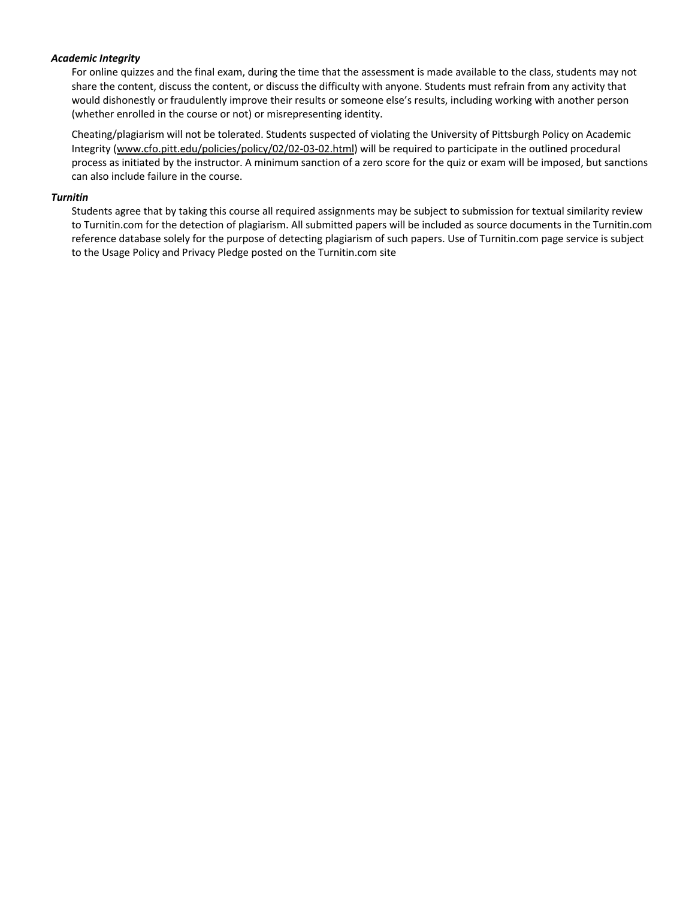***Academic Integrity***

For online quizzes and the final exam, during the time that the assessment is made available to the class, students may not share the content, discuss the content, or discuss the difficulty with anyone. Students must refrain from any activity that would dishonestly or fraudulently improve their results or someone else's results, including working with another person (whether enrolled in the course or not) or misrepresenting identity.

Cheating/plagiarism will not be tolerated. Students suspected of violating the University of Pittsburgh Policy on Academic Integrity (www.cfo.pitt.edu/policies/policy/02/02-03-02.html) will be required to participate in the outlined procedural process as initiated by the instructor. A minimum sanction of a zero score for the quiz or exam will be imposed, but sanctions can also include failure in the course.

***Turnitin***

Students agree that by taking this course all required assignments may be subject to submission for textual similarity review to Turnitin.com for the detection of plagiarism. All submitted papers will be included as source documents in the Turnitin.com reference database solely for the purpose of detecting plagiarism of such papers. Use of Turnitin.com page service is subject to the Usage Policy and Privacy Pledge posted on the Turnitin.com site